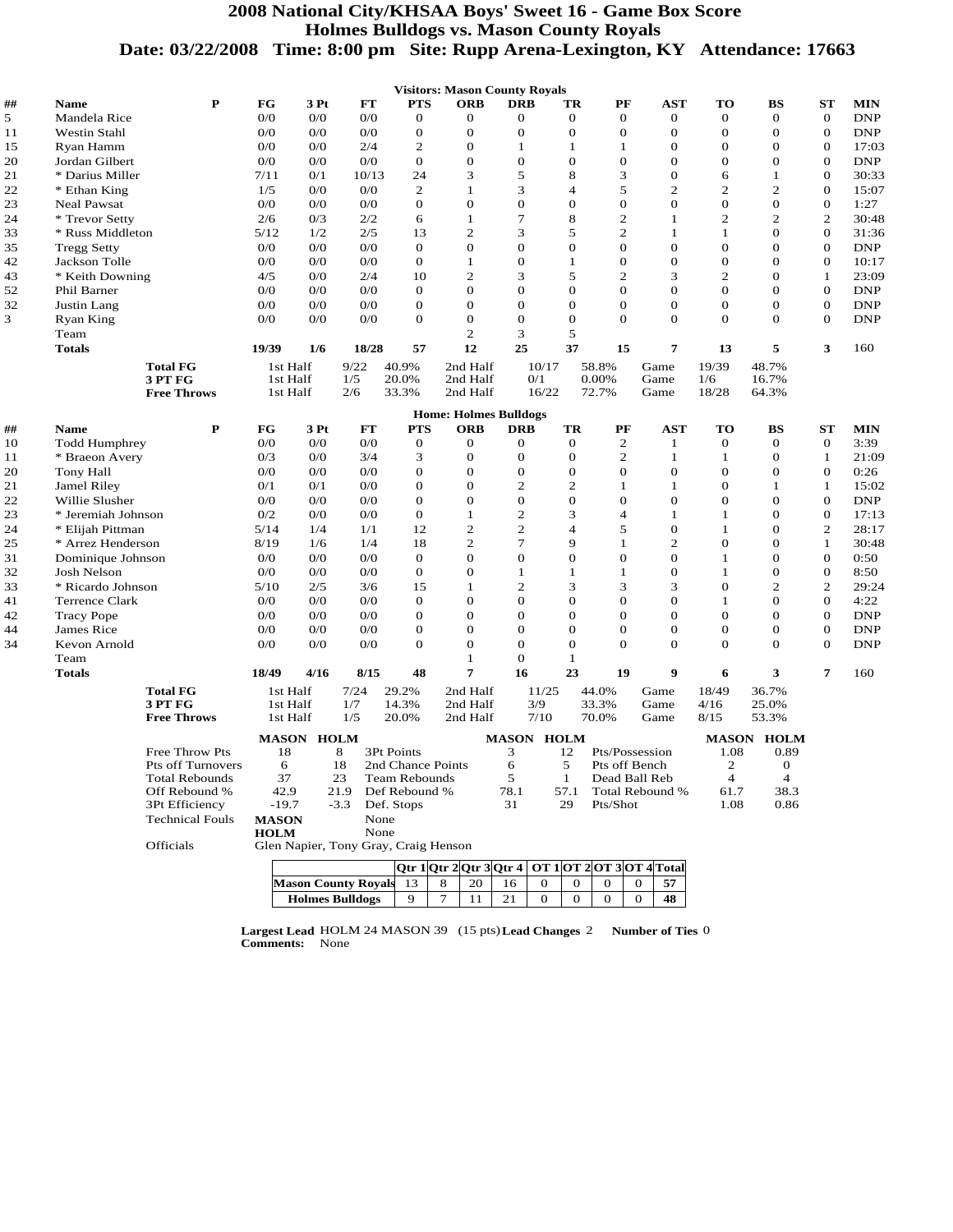# 2008 National City/KHSAA Boys' Sweet 16 - Game Box Score
## Holmes Bulldogs vs. Mason County Royals
### Date: 03/22/2008 Time: 8:00 pm Site: Rupp Arena-Lexington, KY Attendance: 17663

**Visitors: Mason County Royals**

| ## | Name | P | FG | 3 Pt | FT | PTS | ORB | DRB | TR | PF | AST | TO | BS | ST | MIN |
|---|---|---|---|---|---|---|---|---|---|---|---|---|---|---|---|
| 5 | Mandela Rice | | 0/0 | 0/0 | 0/0 | 0 | 0 | 0 | 0 | 0 | 0 | 0 | 0 | 0 | DNP |
| 11 | Westin Stahl | | 0/0 | 0/0 | 0/0 | 0 | 0 | 0 | 0 | 0 | 0 | 0 | 0 | 0 | DNP |
| 15 | Ryan Hamm | | 0/0 | 0/0 | 2/4 | 2 | 0 | 1 | 1 | 1 | 0 | 0 | 0 | 0 | 17:03 |
| 20 | Jordan Gilbert | | 0/0 | 0/0 | 0/0 | 0 | 0 | 0 | 0 | 0 | 0 | 0 | 0 | 0 | DNP |
| 21 | * Darius Miller | | 7/11 | 0/1 | 10/13 | 24 | 3 | 5 | 8 | 3 | 0 | 6 | 1 | 0 | 30:33 |
| 22 | * Ethan King | | 1/5 | 0/0 | 0/0 | 2 | 1 | 3 | 4 | 5 | 2 | 2 | 2 | 0 | 15:07 |
| 23 | Neal Pawsat | | 0/0 | 0/0 | 0/0 | 0 | 0 | 0 | 0 | 0 | 0 | 0 | 0 | 0 | 1:27 |
| 24 | * Trevor Setty | | 2/6 | 0/3 | 2/2 | 6 | 1 | 7 | 8 | 2 | 1 | 2 | 2 | 2 | 30:48 |
| 33 | * Russ Middleton | | 5/12 | 1/2 | 2/5 | 13 | 2 | 3 | 5 | 2 | 1 | 1 | 0 | 0 | 31:36 |
| 35 | Tregg Setty | | 0/0 | 0/0 | 0/0 | 0 | 0 | 0 | 0 | 0 | 0 | 0 | 0 | 0 | DNP |
| 42 | Jackson Tolle | | 0/0 | 0/0 | 0/0 | 0 | 1 | 0 | 1 | 0 | 0 | 0 | 0 | 0 | 10:17 |
| 43 | * Keith Downing | | 4/5 | 0/0 | 2/4 | 10 | 2 | 3 | 5 | 2 | 3 | 2 | 0 | 1 | 23:09 |
| 52 | Phil Barner | | 0/0 | 0/0 | 0/0 | 0 | 0 | 0 | 0 | 0 | 0 | 0 | 0 | 0 | DNP |
| 32 | Justin Lang | | 0/0 | 0/0 | 0/0 | 0 | 0 | 0 | 0 | 0 | 0 | 0 | 0 | 0 | DNP |
| 3 | Ryan King | | 0/0 | 0/0 | 0/0 | 0 | 0 | 0 | 0 | 0 | 0 | 0 | 0 | 0 | DNP |
| | Team | | | | | | 2 | 3 | 5 | | | | | | |
| | **Totals** | | **19/39** | **1/6** | **18/28** | **57** | **12** | **25** | **37** | **15** | **7** | **13** | **5** | **3** | 160 |

| | | | | | | | | | |
|---|---|---|---|---|---|---|---|---|---|
| **Total FG** | 1st Half | 9/22 | 40.9% | 2nd Half | 10/17 | 58.8% | Game | 19/39 | 48.7% |
| **3 PT FG** | 1st Half | 1/5 | 20.0% | 2nd Half | 0/1 | 0.00% | Game | 1/6 | 16.7% |
| **Free Throws** | 1st Half | 2/6 | 33.3% | 2nd Half | 16/22 | 72.7% | Game | 18/28 | 64.3% |

**Home: Holmes Bulldogs**

| ## | Name | P | FG | 3 Pt | FT | PTS | ORB | DRB | TR | PF | AST | TO | BS | ST | MIN |
|---|---|---|---|---|---|---|---|---|---|---|---|---|---|---|---|
| 10 | Todd Humphrey | | 0/0 | 0/0 | 0/0 | 0 | 0 | 0 | 0 | 2 | 1 | 0 | 0 | 0 | 3:39 |
| 11 | * Braeon Avery | | 0/3 | 0/0 | 3/4 | 3 | 0 | 0 | 0 | 2 | 1 | 1 | 0 | 1 | 21:09 |
| 20 | Tony Hall | | 0/0 | 0/0 | 0/0 | 0 | 0 | 0 | 0 | 0 | 0 | 0 | 0 | 0 | 0:26 |
| 21 | Jamel Riley | | 0/1 | 0/1 | 0/0 | 0 | 0 | 2 | 2 | 1 | 1 | 0 | 1 | 1 | 15:02 |
| 22 | Willie Slusher | | 0/0 | 0/0 | 0/0 | 0 | 0 | 0 | 0 | 0 | 0 | 0 | 0 | 0 | DNP |
| 23 | * Jeremiah Johnson | | 0/2 | 0/0 | 0/0 | 0 | 1 | 2 | 3 | 4 | 1 | 1 | 0 | 0 | 17:13 |
| 24 | * Elijah Pittman | | 5/14 | 1/4 | 1/1 | 12 | 2 | 2 | 4 | 5 | 0 | 1 | 0 | 2 | 28:17 |
| 25 | * Arrez Henderson | | 8/19 | 1/6 | 1/4 | 18 | 2 | 7 | 9 | 1 | 2 | 0 | 0 | 1 | 30:48 |
| 31 | Dominique Johnson | | 0/0 | 0/0 | 0/0 | 0 | 0 | 0 | 0 | 0 | 0 | 1 | 0 | 0 | 0:50 |
| 32 | Josh Nelson | | 0/0 | 0/0 | 0/0 | 0 | 0 | 1 | 1 | 1 | 0 | 1 | 0 | 0 | 8:50 |
| 33 | * Ricardo Johnson | | 5/10 | 2/5 | 3/6 | 15 | 1 | 2 | 3 | 3 | 3 | 0 | 2 | 2 | 29:24 |
| 41 | Terrence Clark | | 0/0 | 0/0 | 0/0 | 0 | 0 | 0 | 0 | 0 | 0 | 1 | 0 | 0 | 4:22 |
| 42 | Tracy Pope | | 0/0 | 0/0 | 0/0 | 0 | 0 | 0 | 0 | 0 | 0 | 0 | 0 | 0 | DNP |
| 44 | James Rice | | 0/0 | 0/0 | 0/0 | 0 | 0 | 0 | 0 | 0 | 0 | 0 | 0 | 0 | DNP |
| 34 | Kevon Arnold | | 0/0 | 0/0 | 0/0 | 0 | 0 | 0 | 0 | 0 | 0 | 0 | 0 | 0 | DNP |
| | Team | | | | | | 1 | 0 | 1 | | | | | | |
| | **Totals** | | **18/49** | **4/16** | **8/15** | **48** | **7** | **16** | **23** | **19** | **9** | **6** | **3** | **7** | 160 |

| | | | | | | | | | |
|---|---|---|---|---|---|---|---|---|---|
| **Total FG** | 1st Half | 7/24 | 29.2% | 2nd Half | 11/25 | 44.0% | Game | 18/49 | 36.7% |
| **3 PT FG** | 1st Half | 1/7 | 14.3% | 2nd Half | 3/9 | 33.3% | Game | 4/16 | 25.0% |
| **Free Throws** | 1st Half | 1/5 | 20.0% | 2nd Half | 7/10 | 70.0% | Game | 8/15 | 53.3% |

| | MASON | HOLM | | MASON | HOLM | | MASON | HOLM |
|---|---|---|---|---|---|---|---|---|
| Free Throw Pts | 18 | 8 | 3Pt Points | 3 | 12 | Pts/Possession | 1.08 | 0.89 |
| Pts off Turnovers | 6 | 18 | 2nd Chance Points | 6 | 5 | Pts off Bench | 2 | 0 |
| Total Rebounds | 37 | 23 | Team Rebounds | 5 | 1 | Dead Ball Reb | 4 | 4 |
| Off Rebound % | 42.9 | 21.9 | Def Rebound % | 78.1 | 57.1 | Total Rebound % | 61.7 | 38.3 |
| 3Pt Efficiency | -19.7 | -3.3 | Def. Stops | 31 | 29 | Pts/Shot | 1.08 | 0.86 |

Technical Fouls: **MASON** None; **HOLM** None

Officials: Glen Napier, Tony Gray, Craig Henson

| | Qtr 1 | Qtr 2 | Qtr 3 | Qtr 4 | OT 1 | OT 2 | OT 3 | OT 4 | Total |
|---|---|---|---|---|---|---|---|---|---|
| **Mason County Royals** | 13 | 8 | 20 | 16 | 0 | 0 | 0 | 0 | **57** |
| **Holmes Bulldogs** | 9 | 7 | 11 | 21 | 0 | 0 | 0 | 0 | **48** |

**Largest Lead** HOLM 24 MASON 39 (15 pts) **Lead Changes** 2 **Number of Ties** 0

**Comments:** None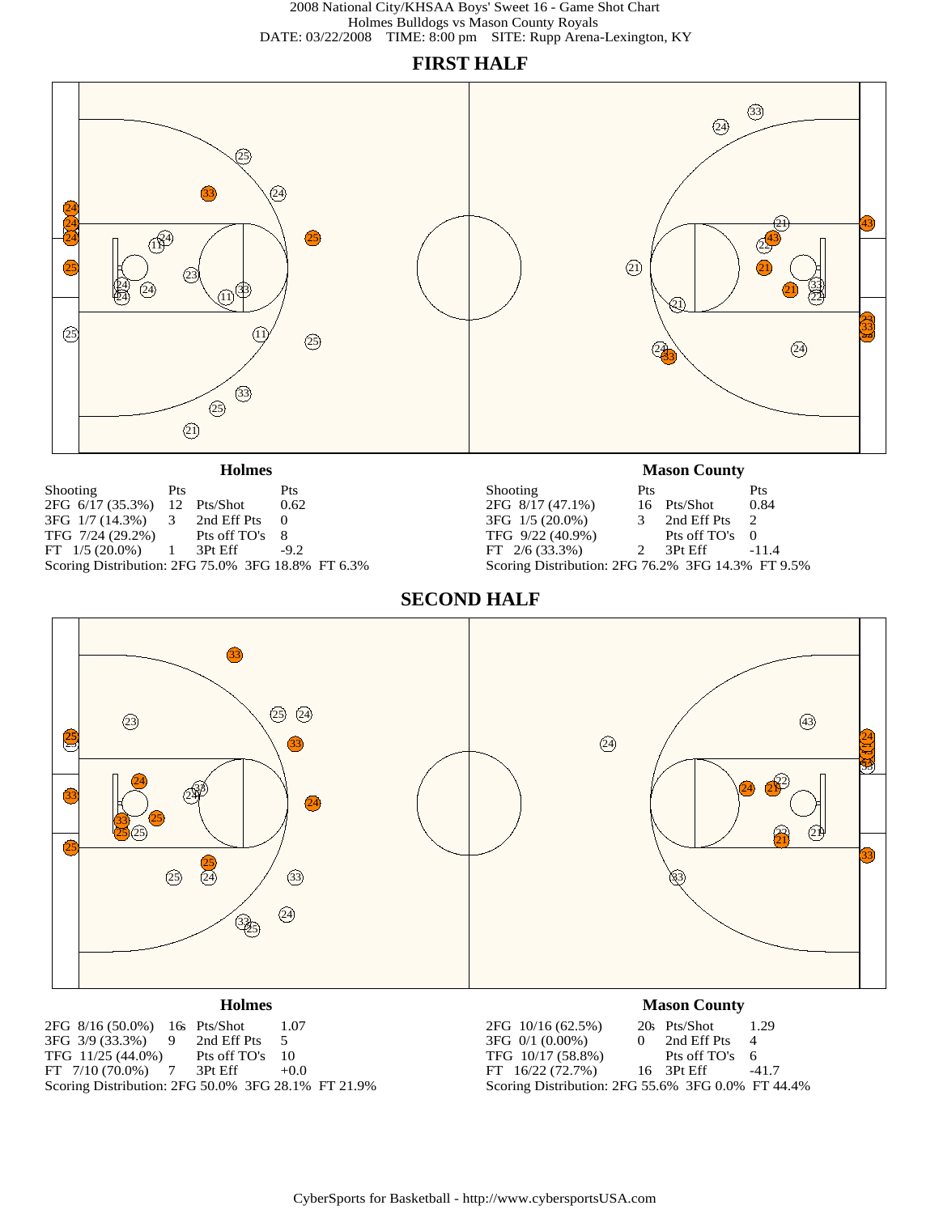2008 National City/KHSAA Boys' Sweet 16 - Game Shot Chart
Holmes Bulldogs vs Mason County Royals
DATE: 03/22/2008 TIME: 8:00 pm SITE: Rupp Arena-Lexington, KY

## FIRST HALF

### Holmes

| Shooting | Pts | | Pts |
|---|---|---|---|
| 2FG 6/17 (35.3%) | 12 | Pts/Shot | 0.62 |
| 3FG 1/7 (14.3%) | 3 | 2nd Eff Pts | 0 |
| TFG 7/24 (29.2%) | | Pts off TO's | 8 |
| FT 1/5 (20.0%) | 1 | 3Pt Eff | -9.2 |

Scoring Distribution: 2FG 75.0% 3FG 18.8% FT 6.3%

### Mason County

| Shooting | Pts | | Pts |
|---|---|---|---|
| 2FG 8/17 (47.1%) | 16 | Pts/Shot | 0.84 |
| 3FG 1/5 (20.0%) | 3 | 2nd Eff Pts | 2 |
| TFG 9/22 (40.9%) | | Pts off TO's | 0 |
| FT 2/6 (33.3%) | 2 | 3Pt Eff | -11.4 |

Scoring Distribution: 2FG 76.2% 3FG 14.3% FT 9.5%

## SECOND HALF

### Holmes

| Shooting | Pts | | Pts |
|---|---|---|---|
| 2FG 8/16 (50.0%) | 16 | Pts/Shot | 1.07 |
| 3FG 3/9 (33.3%) | 9 | 2nd Eff Pts | 5 |
| TFG 11/25 (44.0%) | | Pts off TO's | 10 |
| FT 7/10 (70.0%) | 7 | 3Pt Eff | +0.0 |

Scoring Distribution: 2FG 50.0% 3FG 28.1% FT 21.9%

### Mason County

| Shooting | Pts | | Pts |
|---|---|---|---|
| 2FG 10/16 (62.5%) | 20 | Pts/Shot | 1.29 |
| 3FG 0/1 (0.00%) | 0 | 2nd Eff Pts | 4 |
| TFG 10/17 (58.8%) | | Pts off TO's | 6 |
| FT 16/22 (72.7%) | 16 | 3Pt Eff | -41.7 |

Scoring Distribution: 2FG 55.6% 3FG 0.0% FT 44.4%

CyberSports for Basketball - http://www.cybersportsUSA.com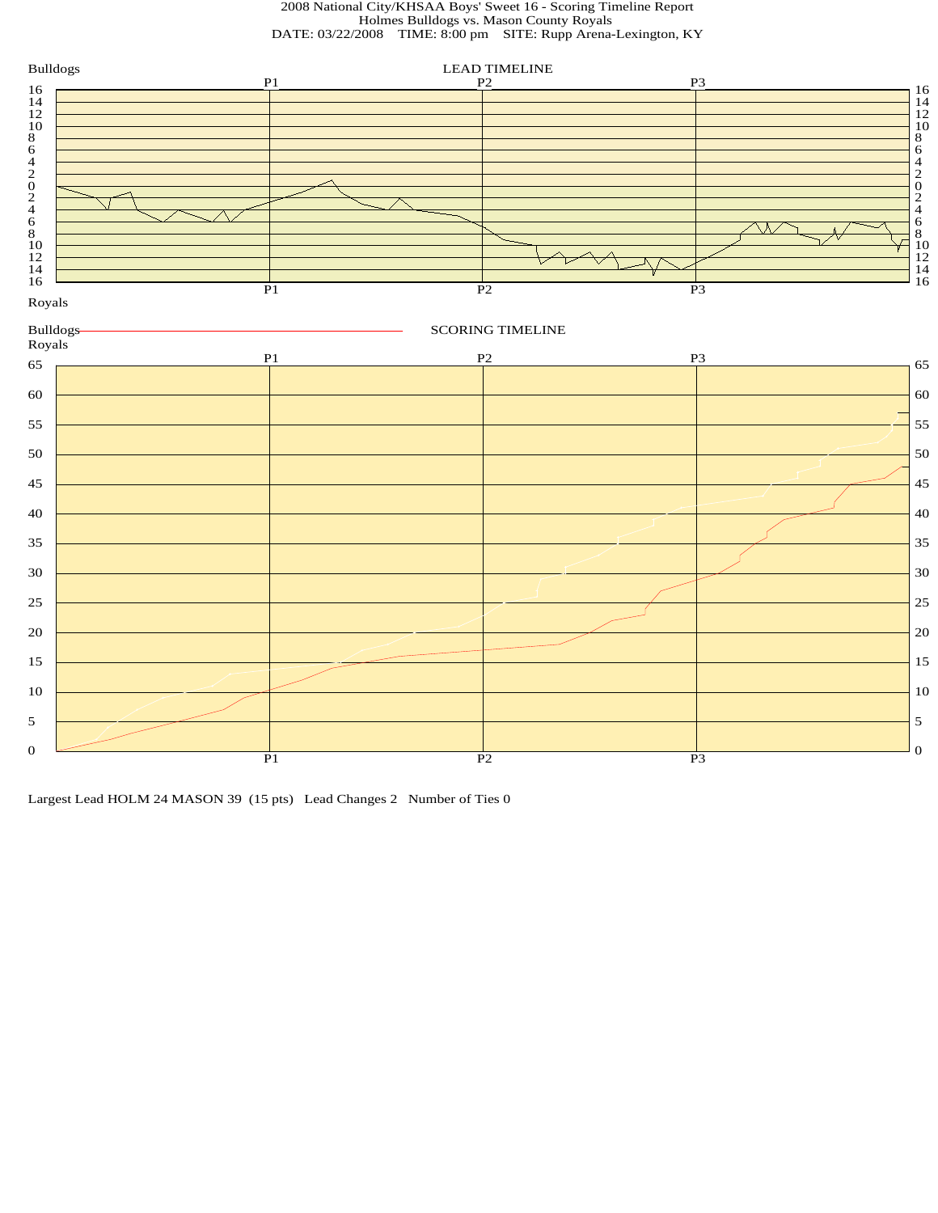# 2008 National City/KHSAA Boys' Sweet 16 - Scoring Timeline Report

Holmes Bulldogs vs. Mason County Royals

DATE: 03/22/2008 TIME: 8:00 pm SITE: Rupp Arena-Lexington, KY

## LEAD TIMELINE

Bulldogs

P1 P2 P3

16 14 12 10 8 6 4 2 0 2 4 6 8 10 12 14 16

Royals

## SCORING TIMELINE

Bulldogs

Royals

P1 P2 P3

65 60 55 50 45 40 35 30 25 20 15 10 5 0

Largest Lead HOLM 24 MASON 39 (15 pts) Lead Changes 2 Number of Ties 0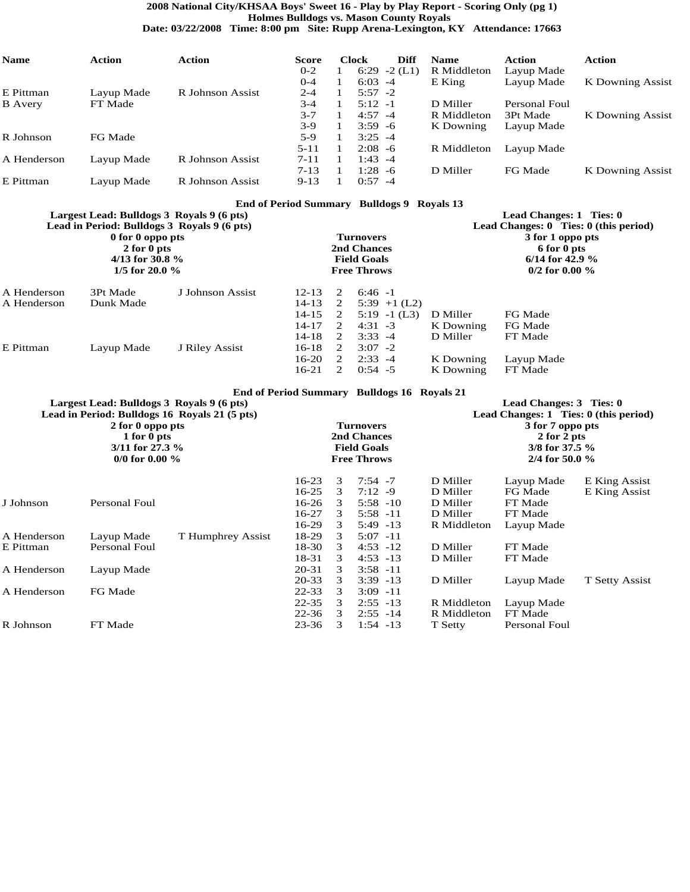# 2008 National City/KHSAA Boys' Sweet 16 - Play by Play Report - Scoring Only (pg 1)

**Holmes Bulldogs vs. Mason County Royals**

**Date: 03/22/2008 Time: 8:00 pm Site: Rupp Arena-Lexington, KY Attendance: 17663**

| Name | Action | Action | Score | Clock | | Diff | Name | Action | Action |
|---|---|---|---|---|---|---|---|---|---|
| | | | 0-2 | 1 | 6:29 | -2 (L1) | R Middleton | Layup Made | |
| | | | 0-4 | 1 | 6:03 | -4 | E King | Layup Made | K Downing Assist |
| E Pittman | Layup Made | R Johnson Assist | 2-4 | 1 | 5:57 | -2 | | | |
| B Avery | FT Made | | 3-4 | 1 | 5:12 | -1 | D Miller | Personal Foul | |
| | | | 3-7 | 1 | 4:57 | -4 | R Middleton | 3Pt Made | K Downing Assist |
| | | | 3-9 | 1 | 3:59 | -6 | K Downing | Layup Made | |
| R Johnson | FG Made | | 5-9 | 1 | 3:25 | -4 | | | |
| | | | 5-11 | 1 | 2:08 | -6 | R Middleton | Layup Made | |
| A Henderson | Layup Made | R Johnson Assist | 7-11 | 1 | 1:43 | -4 | | | |
| | | | 7-13 | 1 | 1:28 | -6 | D Miller | FG Made | K Downing Assist |
| E Pittman | Layup Made | R Johnson Assist | 9-13 | 1 | 0:57 | -4 | | | |

**End of Period Summary Bulldogs 9 Royals 13**

| Bulldogs | | Royals |
|---|---|---|
| Largest Lead: Bulldogs 3 Royals 9 (6 pts) | | Lead Changes: 1 Ties: 0 |
| Lead in Period: Bulldogs 3 Royals 9 (6 pts) | | Lead Changes: 0 Ties: 0 (this period) |
| 0 for 0 oppo pts | Turnovers | 3 for 1 oppo pts |
| 2 for 0 pts | 2nd Chances | 6 for 0 pts |
| 4/13 for 30.8 % | Field Goals | 6/14 for 42.9 % |
| 1/5 for 20.0 % | Free Throws | 0/2 for 0.00 % |

| Name | Action | Action | Score | Clock | | Diff | Name | Action | Action |
|---|---|---|---|---|---|---|---|---|---|
| A Henderson | 3Pt Made | J Johnson Assist | 12-13 | 2 | 6:46 | -1 | | | |
| A Henderson | Dunk Made | | 14-13 | 2 | 5:39 | +1 (L2) | | | |
| | | | 14-15 | 2 | 5:19 | -1 (L3) | D Miller | FG Made | |
| | | | 14-17 | 2 | 4:31 | -3 | K Downing | FG Made | |
| | | | 14-18 | 2 | 3:33 | -4 | D Miller | FT Made | |
| E Pittman | Layup Made | J Riley Assist | 16-18 | 2 | 3:07 | -2 | | | |
| | | | 16-20 | 2 | 2:33 | -4 | K Downing | Layup Made | |
| | | | 16-21 | 2 | 0:54 | -5 | K Downing | FT Made | |

**End of Period Summary Bulldogs 16 Royals 21**

| Bulldogs | | Royals |
|---|---|---|
| Largest Lead: Bulldogs 3 Royals 9 (6 pts) | | Lead Changes: 3 Ties: 0 |
| Lead in Period: Bulldogs 16 Royals 21 (5 pts) | | Lead Changes: 1 Ties: 0 (this period) |
| 2 for 0 oppo pts | Turnovers | 3 for 7 oppo pts |
| 1 for 0 pts | 2nd Chances | 2 for 2 pts |
| 3/11 for 27.3 % | Field Goals | 3/8 for 37.5 % |
| 0/0 for 0.00 % | Free Throws | 2/4 for 50.0 % |

| Name | Action | Action | Score | Clock | | Diff | Name | Action | Action |
|---|---|---|---|---|---|---|---|---|---|
| | | | 16-23 | 3 | 7:54 | -7 | D Miller | Layup Made | E King Assist |
| | | | 16-25 | 3 | 7:12 | -9 | D Miller | FG Made | E King Assist |
| J Johnson | Personal Foul | | 16-26 | 3 | 5:58 | -10 | D Miller | FT Made | |
| | | | 16-27 | 3 | 5:58 | -11 | D Miller | FT Made | |
| | | | 16-29 | 3 | 5:49 | -13 | R Middleton | Layup Made | |
| A Henderson | Layup Made | T Humphrey Assist | 18-29 | 3 | 5:07 | -11 | | | |
| E Pittman | Personal Foul | | 18-30 | 3 | 4:53 | -12 | D Miller | FT Made | |
| | | | 18-31 | 3 | 4:53 | -13 | D Miller | FT Made | |
| A Henderson | Layup Made | | 20-31 | 3 | 3:58 | -11 | | | |
| | | | 20-33 | 3 | 3:39 | -13 | D Miller | Layup Made | T Setty Assist |
| A Henderson | FG Made | | 22-33 | 3 | 3:09 | -11 | | | |
| | | | 22-35 | 3 | 2:55 | -13 | R Middleton | Layup Made | |
| | | | 22-36 | 3 | 2:55 | -14 | R Middleton | FT Made | |
| R Johnson | FT Made | | 23-36 | 3 | 1:54 | -13 | T Setty | Personal Foul | |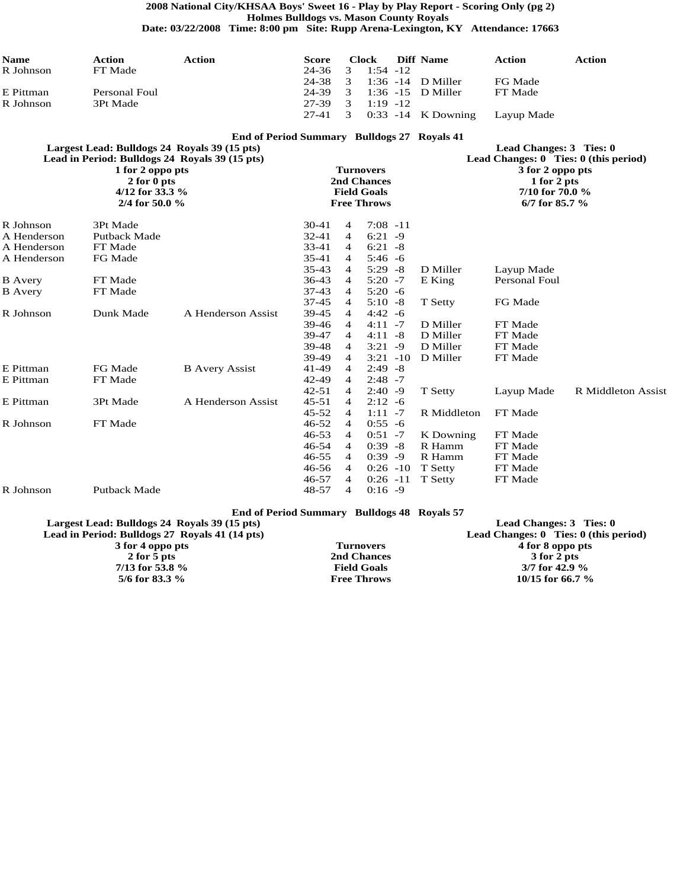# 2008 National City/KHSAA Boys' Sweet 16 - Play by Play Report - Scoring Only (pg 2)

**Holmes Bulldogs vs. Mason County Royals**

**Date: 03/22/2008 Time: 8:00 pm Site: Rupp Arena-Lexington, KY Attendance: 17663**

| Name | Action | Action | Score | | Clock | Diff | Name | Action | Action |
|---|---|---|---|---|---|---|---|---|---|
| R Johnson | FT Made | | 24-36 | 3 | 1:54 | -12 | | | |
| | | | 24-38 | 3 | 1:36 | -14 | D Miller | FG Made | |
| E Pittman | Personal Foul | | 24-39 | 3 | 1:36 | -15 | D Miller | FT Made | |
| R Johnson | 3Pt Made | | 27-39 | 3 | 1:19 | -12 | | | |
| | | | 27-41 | 3 | 0:33 | -14 | K Downing | Layup Made | |

**End of Period Summary Bulldogs 27 Royals 41**

| Bulldogs | | Royals |
|---|---|---|
| Largest Lead: Bulldogs 24 Royals 39 (15 pts) | | Lead Changes: 3 Ties: 0 |
| Lead in Period: Bulldogs 24 Royals 39 (15 pts) | | Lead Changes: 0 Ties: 0 (this period) |
| 1 for 2 oppo pts | Turnovers | 3 for 2 oppo pts |
| 2 for 0 pts | 2nd Chances | 1 for 2 pts |
| 4/12 for 33.3 % | Field Goals | 7/10 for 70.0 % |
| 2/4 for 50.0 % | Free Throws | 6/7 for 85.7 % |

| Name | Action | Action | Score | | Clock | Diff | Name | Action | Action |
|---|---|---|---|---|---|---|---|---|---|
| R Johnson | 3Pt Made | | 30-41 | 4 | 7:08 | -11 | | | |
| A Henderson | Putback Made | | 32-41 | 4 | 6:21 | -9 | | | |
| A Henderson | FT Made | | 33-41 | 4 | 6:21 | -8 | | | |
| A Henderson | FG Made | | 35-41 | 4 | 5:46 | -6 | | | |
| | | | 35-43 | 4 | 5:29 | -8 | D Miller | Layup Made | |
| B Avery | FT Made | | 36-43 | 4 | 5:20 | -7 | E King | Personal Foul | |
| B Avery | FT Made | | 37-43 | 4 | 5:20 | -6 | | | |
| | | | 37-45 | 4 | 5:10 | -8 | T Setty | FG Made | |
| R Johnson | Dunk Made | A Henderson Assist | 39-45 | 4 | 4:42 | -6 | | | |
| | | | 39-46 | 4 | 4:11 | -7 | D Miller | FT Made | |
| | | | 39-47 | 4 | 4:11 | -8 | D Miller | FT Made | |
| | | | 39-48 | 4 | 3:21 | -9 | D Miller | FT Made | |
| | | | 39-49 | 4 | 3:21 | -10 | D Miller | FT Made | |
| E Pittman | FG Made | B Avery Assist | 41-49 | 4 | 2:49 | -8 | | | |
| E Pittman | FT Made | | 42-49 | 4 | 2:48 | -7 | | | |
| | | | 42-51 | 4 | 2:40 | -9 | T Setty | Layup Made | R Middleton Assist |
| E Pittman | 3Pt Made | A Henderson Assist | 45-51 | 4 | 2:12 | -6 | | | |
| | | | 45-52 | 4 | 1:11 | -7 | R Middleton | FT Made | |
| R Johnson | FT Made | | 46-52 | 4 | 0:55 | -6 | | | |
| | | | 46-53 | 4 | 0:51 | -7 | K Downing | FT Made | |
| | | | 46-54 | 4 | 0:39 | -8 | R Hamm | FT Made | |
| | | | 46-55 | 4 | 0:39 | -9 | R Hamm | FT Made | |
| | | | 46-56 | 4 | 0:26 | -10 | T Setty | FT Made | |
| | | | 46-57 | 4 | 0:26 | -11 | T Setty | FT Made | |
| R Johnson | Putback Made | | 48-57 | 4 | 0:16 | -9 | | | |

**End of Period Summary Bulldogs 48 Royals 57**

| Bulldogs | | Royals |
|---|---|---|
| Largest Lead: Bulldogs 24 Royals 39 (15 pts) | | Lead Changes: 3 Ties: 0 |
| Lead in Period: Bulldogs 27 Royals 41 (14 pts) | | Lead Changes: 0 Ties: 0 (this period) |
| 3 for 4 oppo pts | Turnovers | 4 for 8 oppo pts |
| 2 for 5 pts | 2nd Chances | 3 for 2 pts |
| 7/13 for 53.8 % | Field Goals | 3/7 for 42.9 % |
| 5/6 for 83.3 % | Free Throws | 10/15 for 66.7 % |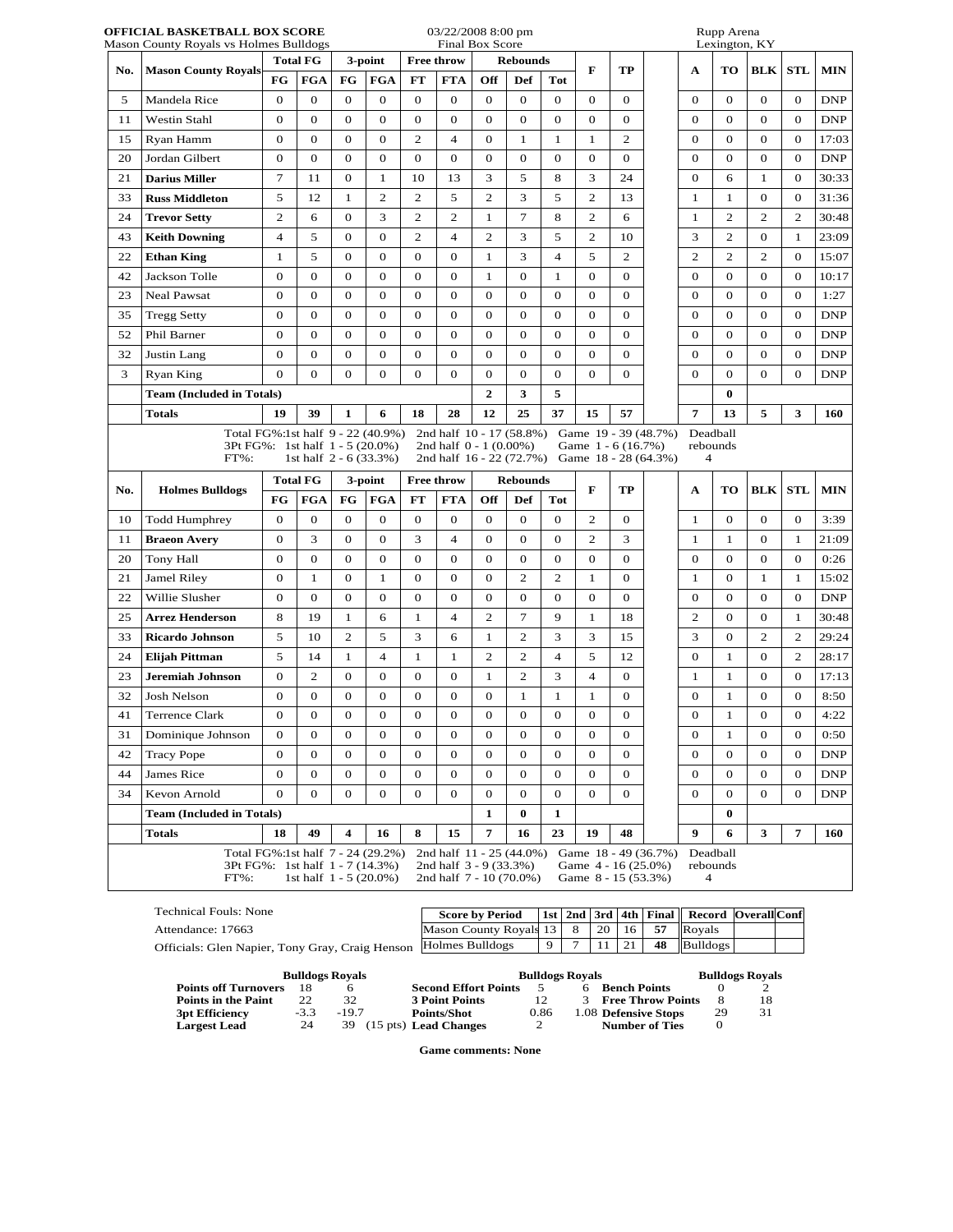**OFFICIAL BASKETBALL BOX SCORE**
Mason County Royals vs Holmes Bulldogs

03/22/2008 8:00 pm
Final Box Score

Rupp Arena
Lexington, KY

| No. | Mason County Royals | Total FG | | 3-point | | Free throw | | Rebounds | | | F | TP | | A | TO | BLK | STL | MIN |
|---|---|---|---|---|---|---|---|---|---|---|---|---|---|---|---|---|---|---|
| | | FG | FGA | FG | FGA | FT | FTA | Off | Def | Tot | | | | | | | | |
| 5 | Mandela Rice | 0 | 0 | 0 | 0 | 0 | 0 | 0 | 0 | 0 | 0 | 0 | | 0 | 0 | 0 | 0 | DNP |
| 11 | Westin Stahl | 0 | 0 | 0 | 0 | 0 | 0 | 0 | 0 | 0 | 0 | 0 | | 0 | 0 | 0 | 0 | DNP |
| 15 | Ryan Hamm | 0 | 0 | 0 | 0 | 2 | 4 | 0 | 1 | 1 | 1 | 2 | | 0 | 0 | 0 | 0 | 17:03 |
| 20 | Jordan Gilbert | 0 | 0 | 0 | 0 | 0 | 0 | 0 | 0 | 0 | 0 | 0 | | 0 | 0 | 0 | 0 | DNP |
| 21 | **Darius Miller** | 7 | 11 | 0 | 1 | 10 | 13 | 3 | 5 | 8 | 3 | 24 | | 0 | 6 | 1 | 0 | 30:33 |
| 33 | **Russ Middleton** | 5 | 12 | 1 | 2 | 2 | 5 | 2 | 3 | 5 | 2 | 13 | | 1 | 1 | 0 | 0 | 31:36 |
| 24 | **Trevor Setty** | 2 | 6 | 0 | 3 | 2 | 2 | 1 | 7 | 8 | 2 | 6 | | 1 | 2 | 2 | 2 | 30:48 |
| 43 | **Keith Downing** | 4 | 5 | 0 | 0 | 2 | 4 | 2 | 3 | 5 | 2 | 10 | | 3 | 2 | 0 | 1 | 23:09 |
| 22 | **Ethan King** | 1 | 5 | 0 | 0 | 0 | 0 | 1 | 3 | 4 | 5 | 2 | | 2 | 2 | 2 | 0 | 15:07 |
| 42 | Jackson Tolle | 0 | 0 | 0 | 0 | 0 | 0 | 1 | 0 | 1 | 0 | 0 | | 0 | 0 | 0 | 0 | 10:17 |
| 23 | Neal Pawsat | 0 | 0 | 0 | 0 | 0 | 0 | 0 | 0 | 0 | 0 | 0 | | 0 | 0 | 0 | 0 | 1:27 |
| 35 | Tregg Setty | 0 | 0 | 0 | 0 | 0 | 0 | 0 | 0 | 0 | 0 | 0 | | 0 | 0 | 0 | 0 | DNP |
| 52 | Phil Barner | 0 | 0 | 0 | 0 | 0 | 0 | 0 | 0 | 0 | 0 | 0 | | 0 | 0 | 0 | 0 | DNP |
| 32 | Justin Lang | 0 | 0 | 0 | 0 | 0 | 0 | 0 | 0 | 0 | 0 | 0 | | 0 | 0 | 0 | 0 | DNP |
| 3 | Ryan King | 0 | 0 | 0 | 0 | 0 | 0 | 0 | 0 | 0 | 0 | 0 | | 0 | 0 | 0 | 0 | DNP |
| | **Team (Included in Totals)** | | | | | | | **2** | **3** | **5** | | | | | **0** | | | |
| | **Totals** | **19** | **39** | **1** | **6** | **18** | **28** | **12** | **25** | **37** | **15** | **57** | | **7** | **13** | **5** | **3** | **160** |

Total FG%: 1st half 9 - 22 (40.9%) 2nd half 10 - 17 (58.8%) Game 19 - 39 (48.7%)
3Pt FG%: 1st half 1 - 5 (20.0%) 2nd half 0 - 1 (0.00%) Game 1 - 6 (16.7%)
FT%: 1st half 2 - 6 (33.3%) 2nd half 16 - 22 (72.7%) Game 18 - 28 (64.3%)
Deadball rebounds 4

| No. | Holmes Bulldogs | Total FG | | 3-point | | Free throw | | Rebounds | | | F | TP | | A | TO | BLK | STL | MIN |
|---|---|---|---|---|---|---|---|---|---|---|---|---|---|---|---|---|---|---|
| | | FG | FGA | FG | FGA | FT | FTA | Off | Def | Tot | | | | | | | | |
| 10 | Todd Humphrey | 0 | 0 | 0 | 0 | 0 | 0 | 0 | 0 | 0 | 2 | 0 | | 1 | 0 | 0 | 0 | 3:39 |
| 11 | **Braeon Avery** | 0 | 3 | 0 | 0 | 3 | 4 | 0 | 0 | 0 | 2 | 3 | | 1 | 1 | 0 | 1 | 21:09 |
| 20 | Tony Hall | 0 | 0 | 0 | 0 | 0 | 0 | 0 | 0 | 0 | 0 | 0 | | 0 | 0 | 0 | 0 | 0:26 |
| 21 | Jamel Riley | 0 | 1 | 0 | 1 | 0 | 0 | 0 | 2 | 2 | 1 | 0 | | 1 | 0 | 1 | 1 | 15:02 |
| 22 | Willie Slusher | 0 | 0 | 0 | 0 | 0 | 0 | 0 | 0 | 0 | 0 | 0 | | 0 | 0 | 0 | 0 | DNP |
| 25 | **Arrez Henderson** | 8 | 19 | 1 | 6 | 1 | 4 | 2 | 7 | 9 | 1 | 18 | | 2 | 0 | 0 | 1 | 30:48 |
| 33 | **Ricardo Johnson** | 5 | 10 | 2 | 5 | 3 | 6 | 1 | 2 | 3 | 3 | 15 | | 3 | 0 | 2 | 2 | 29:24 |
| 24 | **Elijah Pittman** | 5 | 14 | 1 | 4 | 1 | 1 | 2 | 2 | 4 | 5 | 12 | | 0 | 1 | 0 | 2 | 28:17 |
| 23 | **Jeremiah Johnson** | 0 | 2 | 0 | 0 | 0 | 0 | 1 | 2 | 3 | 4 | 0 | | 1 | 1 | 0 | 0 | 17:13 |
| 32 | Josh Nelson | 0 | 0 | 0 | 0 | 0 | 0 | 0 | 1 | 1 | 1 | 0 | | 0 | 1 | 0 | 0 | 8:50 |
| 41 | Terrence Clark | 0 | 0 | 0 | 0 | 0 | 0 | 0 | 0 | 0 | 0 | 0 | | 0 | 1 | 0 | 0 | 4:22 |
| 31 | Dominique Johnson | 0 | 0 | 0 | 0 | 0 | 0 | 0 | 0 | 0 | 0 | 0 | | 0 | 1 | 0 | 0 | 0:50 |
| 42 | Tracy Pope | 0 | 0 | 0 | 0 | 0 | 0 | 0 | 0 | 0 | 0 | 0 | | 0 | 0 | 0 | 0 | DNP |
| 44 | James Rice | 0 | 0 | 0 | 0 | 0 | 0 | 0 | 0 | 0 | 0 | 0 | | 0 | 0 | 0 | 0 | DNP |
| 34 | Kevon Arnold | 0 | 0 | 0 | 0 | 0 | 0 | 0 | 0 | 0 | 0 | 0 | | 0 | 0 | 0 | 0 | DNP |
| | **Team (Included in Totals)** | | | | | | | **1** | **0** | **1** | | | | | **0** | | | |
| | **Totals** | **18** | **49** | **4** | **16** | **8** | **15** | **7** | **16** | **23** | **19** | **48** | | **9** | **6** | **3** | **7** | **160** |

Total FG%: 1st half 7 - 24 (29.2%) 2nd half 11 - 25 (44.0%) Game 18 - 49 (36.7%)
3Pt FG%: 1st half 1 - 7 (14.3%) 2nd half 3 - 9 (33.3%) Game 4 - 16 (25.0%)
FT%: 1st half 1 - 5 (20.0%) 2nd half 7 - 10 (70.0%) Game 8 - 15 (53.3%)
Deadball rebounds 4

Technical Fouls: None
Attendance: 17663
Officials: Glen Napier, Tony Gray, Craig Henson

| Score by Period | 1st | 2nd | 3rd | 4th | Final | Record | Overall | Conf |
|---|---|---|---|---|---|---|---|---|
| Mason County Royals | 13 | 8 | 20 | 16 | 57 | Royals | | |
| Holmes Bulldogs | 9 | 7 | 11 | 21 | 48 | Bulldogs | | |

| | Bulldogs | Royals | | Bulldogs | Royals | | Bulldogs | Royals |
|---|---|---|---|---|---|---|---|---|
| **Points off Turnovers** | 18 | 6 | **Second Effort Points** | 5 | 6 | **Bench Points** | 0 | 2 |
| **Points in the Paint** | 22 | 32 | **3 Point Points** | 12 | 3 | **Free Throw Points** | 8 | 18 |
| **3pt Efficiency** | -3.3 | -19.7 | **Points/Shot** | 0.86 | 1.08 | **Defensive Stops** | 29 | 31 |
| **Largest Lead** | 24 | 39 (15 pts) | **Lead Changes** | 2 | | **Number of Ties** | 0 | |

**Game comments: None**